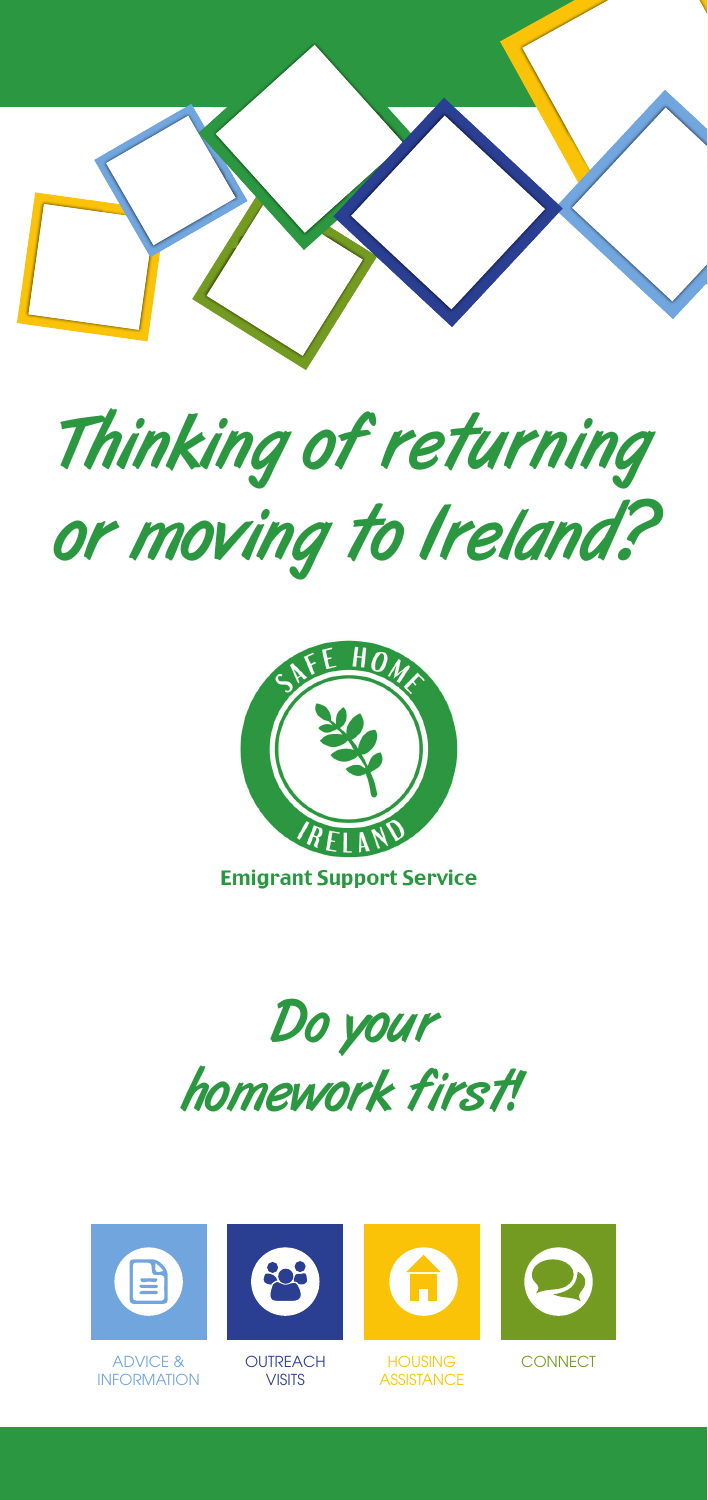# Thinking of returning or moving to Ireland?

SAFE HOME IRELAND

**Emigrant Support Service**

## Do your homework first!

ADVICE & INFORMATION

OUTREACH VISITS

HOUSING ASSISTANCE

CONNECT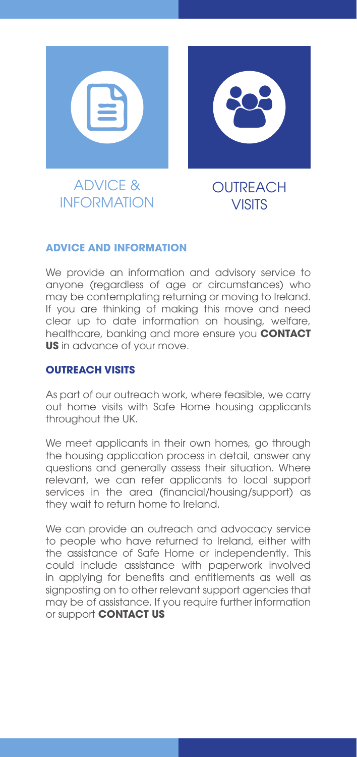ADVICE & INFORMATION

OUTREACH VISITS

## ADVICE AND INFORMATION

We provide an information and advisory service to anyone (regardless of age or circumstances) who may be contemplating returning or moving to Ireland. If you are thinking of making this move and need clear up to date information on housing, welfare, healthcare, banking and more ensure you **CONTACT US** in advance of your move.

## OUTREACH VISITS

As part of our outreach work, where feasible, we carry out home visits with Safe Home housing applicants throughout the UK.

We meet applicants in their own homes, go through the housing application process in detail, answer any questions and generally assess their situation. Where relevant, we can refer applicants to local support services in the area (financial/housing/support) as they wait to return home to Ireland.

We can provide an outreach and advocacy service to people who have returned to Ireland, either with the assistance of Safe Home or independently. This could include assistance with paperwork involved in applying for benefits and entitlements as well as signposting on to other relevant support agencies that may be of assistance. If you require further information or support **CONTACT US**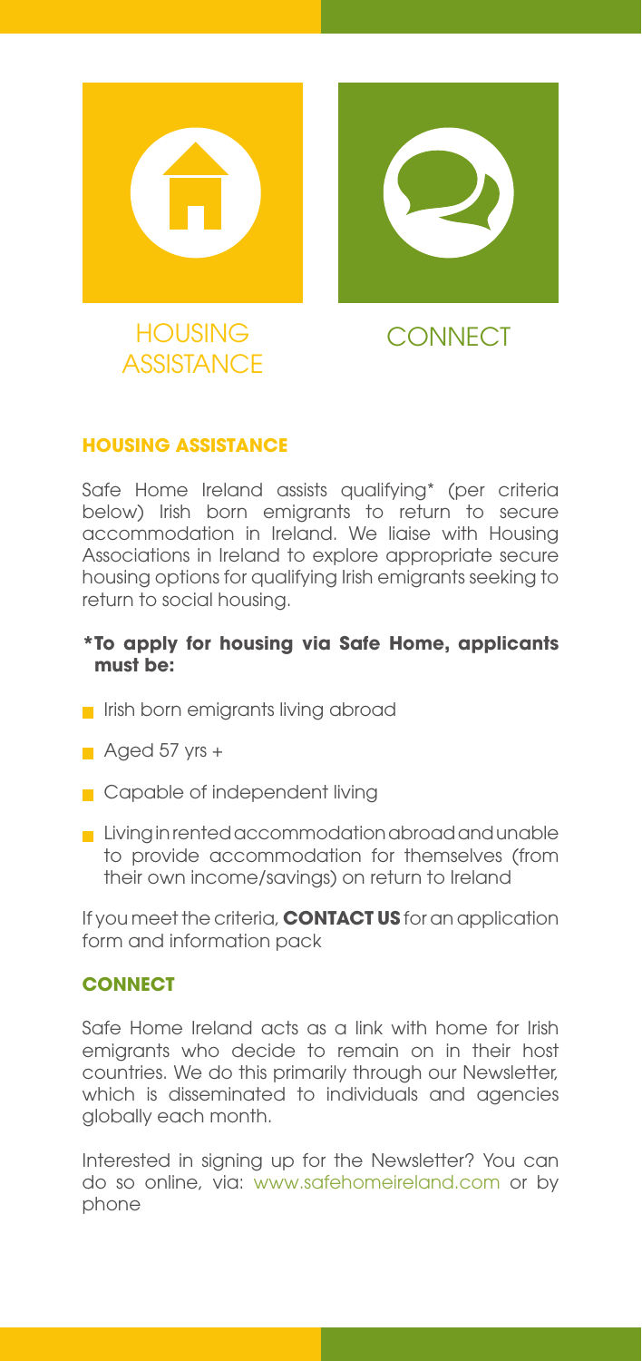HOUSING ASSISTANCE

CONNECT

## HOUSING ASSISTANCE

Safe Home Ireland assists qualifying* (per criteria below) Irish born emigrants to return to secure accommodation in Ireland. We liaise with Housing Associations in Ireland to explore appropriate secure housing options for qualifying Irish emigrants seeking to return to social housing.

**\*To apply for housing via Safe Home, applicants must be:**

- Irish born emigrants living abroad
- Aged 57 yrs +
- Capable of independent living
- Living in rented accommodation abroad and unable to provide accommodation for themselves (from their own income/savings) on return to Ireland

If you meet the criteria, **CONTACT US** for an application form and information pack

## CONNECT

Safe Home Ireland acts as a link with home for Irish emigrants who decide to remain on in their host countries. We do this primarily through our Newsletter, which is disseminated to individuals and agencies globally each month.

Interested in signing up for the Newsletter? You can do so online, via: www.safehomeireland.com or by phone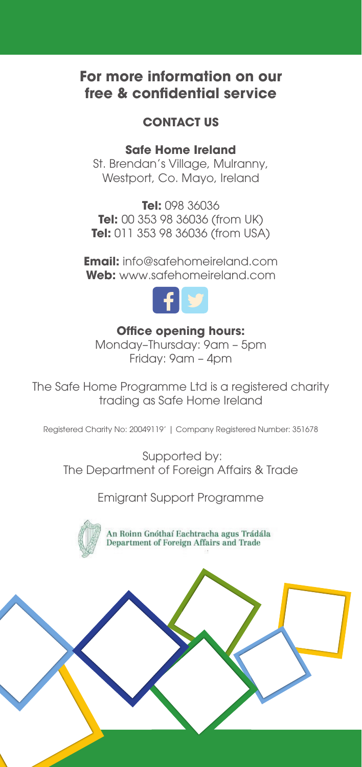## For more information on our free & confidential service

### CONTACT US

**Safe Home Ireland**
St. Brendan's Village, Mulranny,
Westport, Co. Mayo, Ireland

**Tel:** 098 36036
**Tel:** 00 353 98 36036 (from UK)
**Tel:** 011 353 98 36036 (from USA)

**Email:** info@safehomeireland.com
**Web:** www.safehomeireland.com

**Office opening hours:**
Monday–Thursday: 9am – 5pm
Friday: 9am – 4pm

The Safe Home Programme Ltd is a registered charity trading as Safe Home Ireland

Registered Charity No: 20049119' | Company Registered Number: 351678

Supported by:
The Department of Foreign Affairs & Trade

Emigrant Support Programme

An Roinn Gnóthaí Eachtracha agus Trádála
Department of Foreign Affairs and Trade